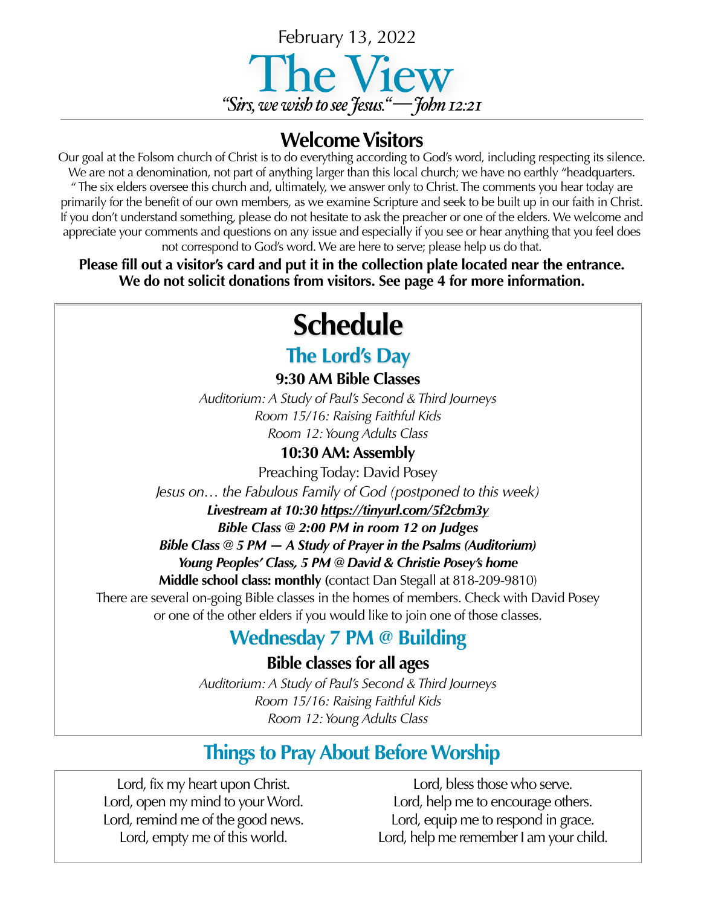February 13, 2022

# The View

*"Sirs, we wish to see Jesus."—John 12:21*

## Welcome Visitors

Our goal at the Folsom church of Christ is to do everything according to God's word, including respecting its silence. We are not a denomination, not part of anything larger than this local church; we have no earthly "headquarters. " The six elders oversee this church and, ultimately, we answer only to Christ. The comments you hear today are primarily for the benefit of our own members, as we examine Scripture and seek to be built up in our faith in Christ. If you don't understand something, please do not hesitate to ask the preacher or one of the elders. We welcome and appreciate your comments and questions on any issue and especially if you see or hear anything that you feel does not correspond to God's word. We are here to serve; please help us do that.

**Please fill out a visitor's card and put it in the collection plate located near the entrance. We do not solicit donations from visitors. See page 4 for more information.**

# Schedule

## The Lord's Day

**9:30 AM Bible Classes**

*Auditorium: A Study of Paul's Second & Third Journeys*
*Room 15/16: Raising Faithful Kids*
*Room 12: Young Adults Class*

**10:30 AM: Assembly**

Preaching Today: David Posey

*Jesus on… the Fabulous Family of God (postponed to this week)*

***Livestream at 10:30 https://tinyurl.com/5f2cbm3y***

***Bible Class @ 2:00 PM in room 12 on Judges***

***Bible Class @ 5 PM — A Study of Prayer in the Psalms (Auditorium)***

***Young Peoples' Class, 5 PM @ David & Christie Posey's home***

**Middle school class: monthly** (contact Dan Stegall at 818-209-9810)

There are several on-going Bible classes in the homes of members. Check with David Posey or one of the other elders if you would like to join one of those classes.

## Wednesday 7 PM @ Building

**Bible classes for all ages**

*Auditorium: A Study of Paul's Second & Third Journeys*
*Room 15/16: Raising Faithful Kids*
*Room 12: Young Adults Class*

## Things to Pray About Before Worship

Lord, fix my heart upon Christ.
Lord, open my mind to your Word.
Lord, remind me of the good news.
Lord, empty me of this world.

Lord, bless those who serve.
Lord, help me to encourage others.
Lord, equip me to respond in grace.
Lord, help me remember I am your child.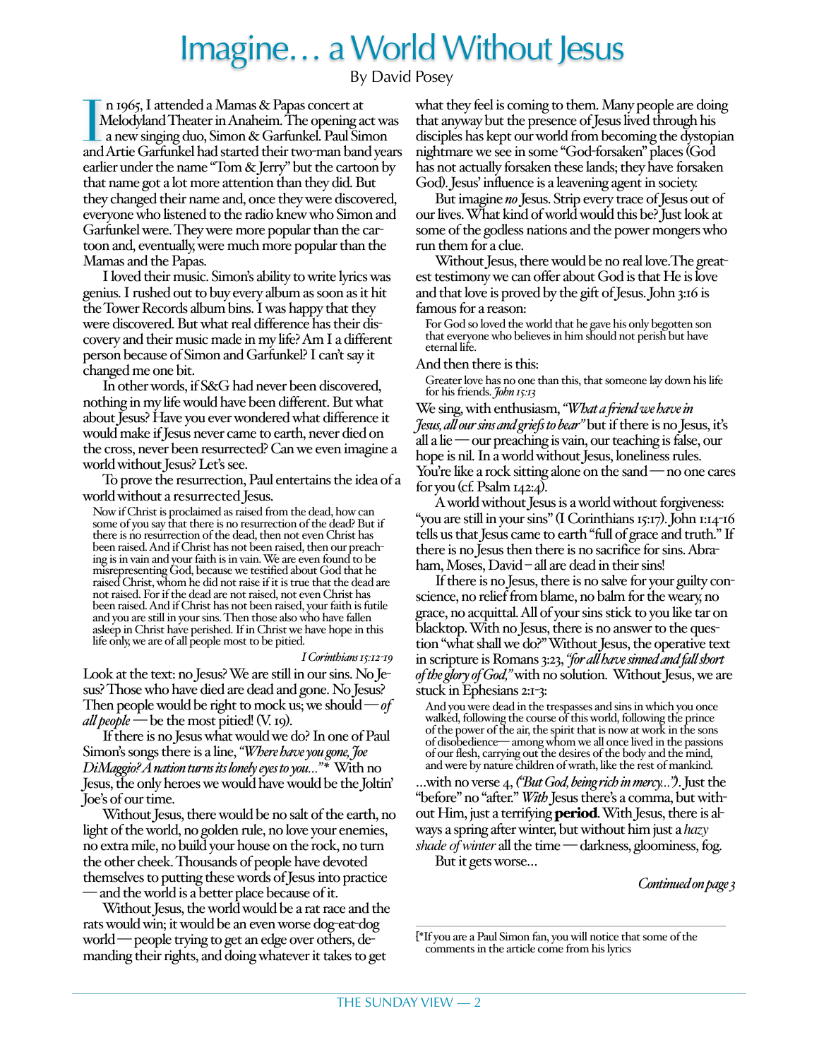# Imagine… a World Without Jesus

By David Posey

In 1965, I attended a Mamas & Papas concert at Melodyland Theater in Anaheim. The opening act was a new singing duo, Simon & Garfunkel. Paul Simon and Artie Garfunkel had started their two-man band years earlier under the name "Tom & Jerry" but the cartoon by that name got a lot more attention than they did. But they changed their name and, once they were discovered, everyone who listened to the radio knew who Simon and Garfunkel were. They were more popular than the cartoon and, eventually, were much more popular than the Mamas and the Papas.

I loved their music. Simon's ability to write lyrics was genius. I rushed out to buy every album as soon as it hit the Tower Records album bins. I was happy that they were discovered. But what real difference has their discovery and their music made in my life? Am I a different person because of Simon and Garfunkel? I can't say it changed me one bit.

In other words, if S&G had never been discovered, nothing in my life would have been different. But what about Jesus? Have you ever wondered what difference it would make if Jesus never came to earth, never died on the cross, never been resurrected? Can we even imagine a world without Jesus? Let's see.

To prove the resurrection, Paul entertains the idea of a world without a resurrected Jesus.

> Now if Christ is proclaimed as raised from the dead, how can some of you say that there is no resurrection of the dead? But if there is no resurrection of the dead, then not even Christ has been raised. And if Christ has not been raised, then our preaching is in vain and your faith is in vain. We are even found to be misrepresenting God, because we testified about God that he raised Christ, whom he did not raise if it is true that the dead are not raised. For if the dead are not raised, not even Christ has been raised. And if Christ has not been raised, your faith is futile and you are still in your sins. Then those also who have fallen asleep in Christ have perished. If in Christ we have hope in this life only, we are of all people most to be pitied.
>
> *I Corinthians 15:12-19*

Look at the text: no Jesus? We are still in our sins. No Jesus? Those who have died are dead and gone. No Jesus? Then people would be right to mock us; we should — *of all people* — be the most pitied! (V. 19).

If there is no Jesus what would we do? In one of Paul Simon's songs there is a line, *"Where have you gone, Joe DiMaggio? A nation turns its lonely eyes to you…"*\* With no Jesus, the only heroes we would have would be the Joltin' Joe's of our time.

Without Jesus, there would be no salt of the earth, no light of the world, no golden rule, no love your enemies, no extra mile, no build your house on the rock, no turn the other cheek. Thousands of people have devoted themselves to putting these words of Jesus into practice — and the world is a better place because of it.

Without Jesus, the world would be a rat race and the rats would win; it would be an even worse dog-eat-dog world — people trying to get an edge over others, demanding their rights, and doing whatever it takes to get what they feel is coming to them. Many people are doing that anyway but the presence of Jesus lived through his disciples has kept our world from becoming the dystopian nightmare we see in some "God-forsaken" places (God has not actually forsaken these lands; they have forsaken God). Jesus' influence is a leavening agent in society.

But imagine *no* Jesus. Strip every trace of Jesus out of our lives. What kind of world would this be? Just look at some of the godless nations and the power mongers who run them for a clue.

Without Jesus, there would be no real love. The greatest testimony we can offer about God is that He is love and that love is proved by the gift of Jesus. John 3:16 is famous for a reason:

> For God so loved the world that he gave his only begotten son that everyone who believes in him should not perish but have eternal life.

And then there is this:

> Greater love has no one than this, that someone lay down his life for his friends. *John 15:13*

We sing, with enthusiasm, *"What a friend we have in Jesus, all our sins and griefs to bear"* but if there is no Jesus, it's all a lie — our preaching is vain, our teaching is false, our hope is nil. In a world without Jesus, loneliness rules. You're like a rock sitting alone on the sand — no one cares for you (cf. Psalm 142:4).

A world without Jesus is a world without forgiveness: "you are still in your sins" (I Corinthians 15:17). John 1:14-16 tells us that Jesus came to earth "full of grace and truth." If there is no Jesus then there is no sacrifice for sins. Abraham, Moses, David – all are dead in their sins!

If there is no Jesus, there is no salve for your guilty conscience, no relief from blame, no balm for the weary, no grace, no acquittal. All of your sins stick to you like tar on blacktop. With no Jesus, there is no answer to the question "what shall we do?" Without Jesus, the operative text in scripture is Romans 3:23, *"for all have sinned and fall short of the glory of God,"* with no solution. Without Jesus, we are stuck in Ephesians 2:1-3:

> And you were dead in the trespasses and sins in which you once walked, following the course of this world, following the prince of the power of the air, the spirit that is now at work in the sons of disobedience— among whom we all once lived in the passions of our flesh, carrying out the desires of the body and the mind, and were by nature children of wrath, like the rest of mankind.

…with no verse 4, *("But God, being rich in mercy…")*. Just the "before" no "after." *With* Jesus there's a comma, but without Him, just a terrifying **period**. With Jesus, there is always a spring after winter, but without him just a *hazy shade of winter* all the time — darkness, gloominess, fog.

But it gets worse…

*Continued on page 3*

---

[\*If you are a Paul Simon fan, you will notice that some of the comments in the article come from his lyrics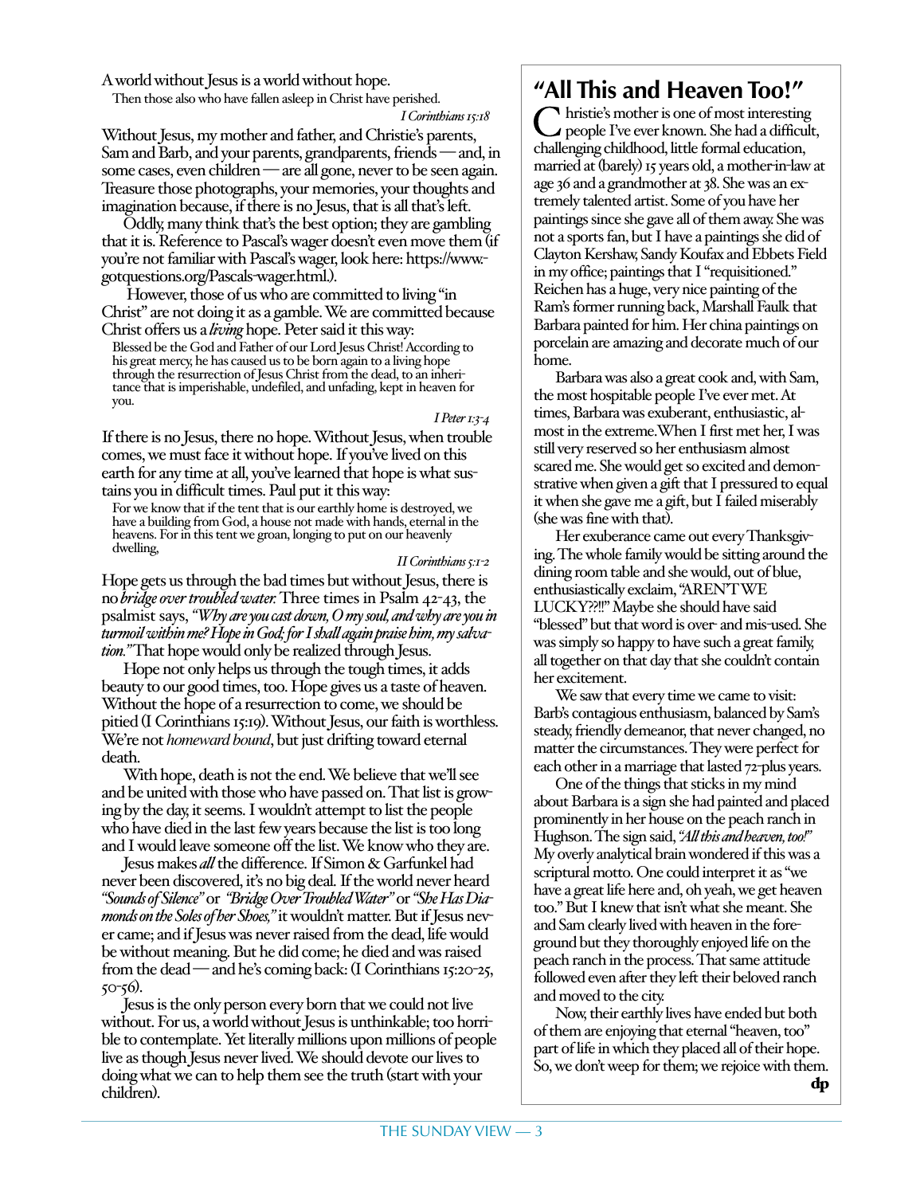A world without Jesus is a world without hope.

> Then those also who have fallen asleep in Christ have perished.
>
> *I Corinthians 15:18*

Without Jesus, my mother and father, and Christie's parents, Sam and Barb, and your parents, grandparents, friends — and, in some cases, even children — are all gone, never to be seen again. Treasure those photographs, your memories, your thoughts and imagination because, if there is no Jesus, that is all that's left.

Oddly, many think that's the best option; they are gambling that it is. Reference to Pascal's wager doesn't even move them (if you're not familiar with Pascal's wager, look here: https://www.gotquestions.org/Pascals-wager.html.).

However, those of us who are committed to living "in Christ" are not doing it as a gamble. We are committed because Christ offers us a *living* hope. Peter said it this way:

> Blessed be the God and Father of our Lord Jesus Christ! According to his great mercy, he has caused us to be born again to a living hope through the resurrection of Jesus Christ from the dead, to an inheritance that is imperishable, undefiled, and unfading, kept in heaven for you.
>
> *I Peter 1:3-4*

If there is no Jesus, there no hope. Without Jesus, when trouble comes, we must face it without hope. If you've lived on this earth for any time at all, you've learned that hope is what sustains you in difficult times. Paul put it this way:

> For we know that if the tent that is our earthly home is destroyed, we have a building from God, a house not made with hands, eternal in the heavens. For in this tent we groan, longing to put on our heavenly dwelling,
>
> *II Corinthians 5:1-2*

Hope gets us through the bad times but without Jesus, there is no *bridge over troubled water.* Three times in Psalm 42-43, the psalmist says, *"Why are you cast down, O my soul, and why are you in turmoil within me? Hope in God; for I shall again praise him, my salvation."* That hope would only be realized through Jesus.

Hope not only helps us through the tough times, it adds beauty to our good times, too. Hope gives us a taste of heaven. Without the hope of a resurrection to come, we should be pitied (I Corinthians 15:19). Without Jesus, our faith is worthless. We're not *homeward bound*, but just drifting toward eternal death.

With hope, death is not the end. We believe that we'll see and be united with those who have passed on. That list is growing by the day, it seems. I wouldn't attempt to list the people who have died in the last few years because the list is too long and I would leave someone off the list. We know who they are.

Jesus makes *all* the difference. If Simon & Garfunkel had never been discovered, it's no big deal. If the world never heard *"Sounds of Silence"* or *"Bridge Over Troubled Water"* or *"She Has Diamonds on the Soles of her Shoes,"* it wouldn't matter. But if Jesus never came; and if Jesus was never raised from the dead, life would be without meaning. But he did come; he died and was raised from the dead — and he's coming back: (I Corinthians 15:20-25, 50-56).

Jesus is the only person every born that we could not live without. For us, a world without Jesus is unthinkable; too horrible to contemplate. Yet literally millions upon millions of people live as though Jesus never lived. We should devote our lives to doing what we can to help them see the truth (start with your children).

## "All This and Heaven Too!"

Christie's mother is one of most interesting people I've ever known. She had a difficult, challenging childhood, little formal education, married at (barely) 15 years old, a mother-in-law at age 36 and a grandmother at 38. She was an extremely talented artist. Some of you have her paintings since she gave all of them away. She was not a sports fan, but I have a paintings she did of Clayton Kershaw, Sandy Koufax and Ebbets Field in my office; paintings that I "requisitioned." Reichen has a huge, very nice painting of the Ram's former running back, Marshall Faulk that Barbara painted for him. Her china paintings on porcelain are amazing and decorate much of our home.

Barbara was also a great cook and, with Sam, the most hospitable people I've ever met. At times, Barbara was exuberant, enthusiastic, almost in the extreme. When I first met her, I was still very reserved so her enthusiasm almost scared me. She would get so excited and demonstrative when given a gift that I pressured to equal it when she gave me a gift, but I failed miserably (she was fine with that).

Her exuberance came out every Thanksgiving. The whole family would be sitting around the dining room table and she would, out of blue, enthusiastically exclaim, "AREN'T WE LUCKY??!!" Maybe she should have said "blessed" but that word is over- and mis-used. She was simply so happy to have such a great family, all together on that day that she couldn't contain her excitement.

We saw that every time we came to visit: Barb's contagious enthusiasm, balanced by Sam's steady, friendly demeanor, that never changed, no matter the circumstances. They were perfect for each other in a marriage that lasted 72-plus years.

One of the things that sticks in my mind about Barbara is a sign she had painted and placed prominently in her house on the peach ranch in Hughson. The sign said, *"All this and heaven, too!"* My overly analytical brain wondered if this was a scriptural motto. One could interpret it as "we have a great life here and, oh yeah, we get heaven too." But I knew that isn't what she meant. She and Sam clearly lived with heaven in the foreground but they thoroughly enjoyed life on the peach ranch in the process. That same attitude followed even after they left their beloved ranch and moved to the city.

Now, their earthly lives have ended but both of them are enjoying that eternal "heaven, too" part of life in which they placed all of their hope. So, we don't weep for them; we rejoice with them.

**dp**